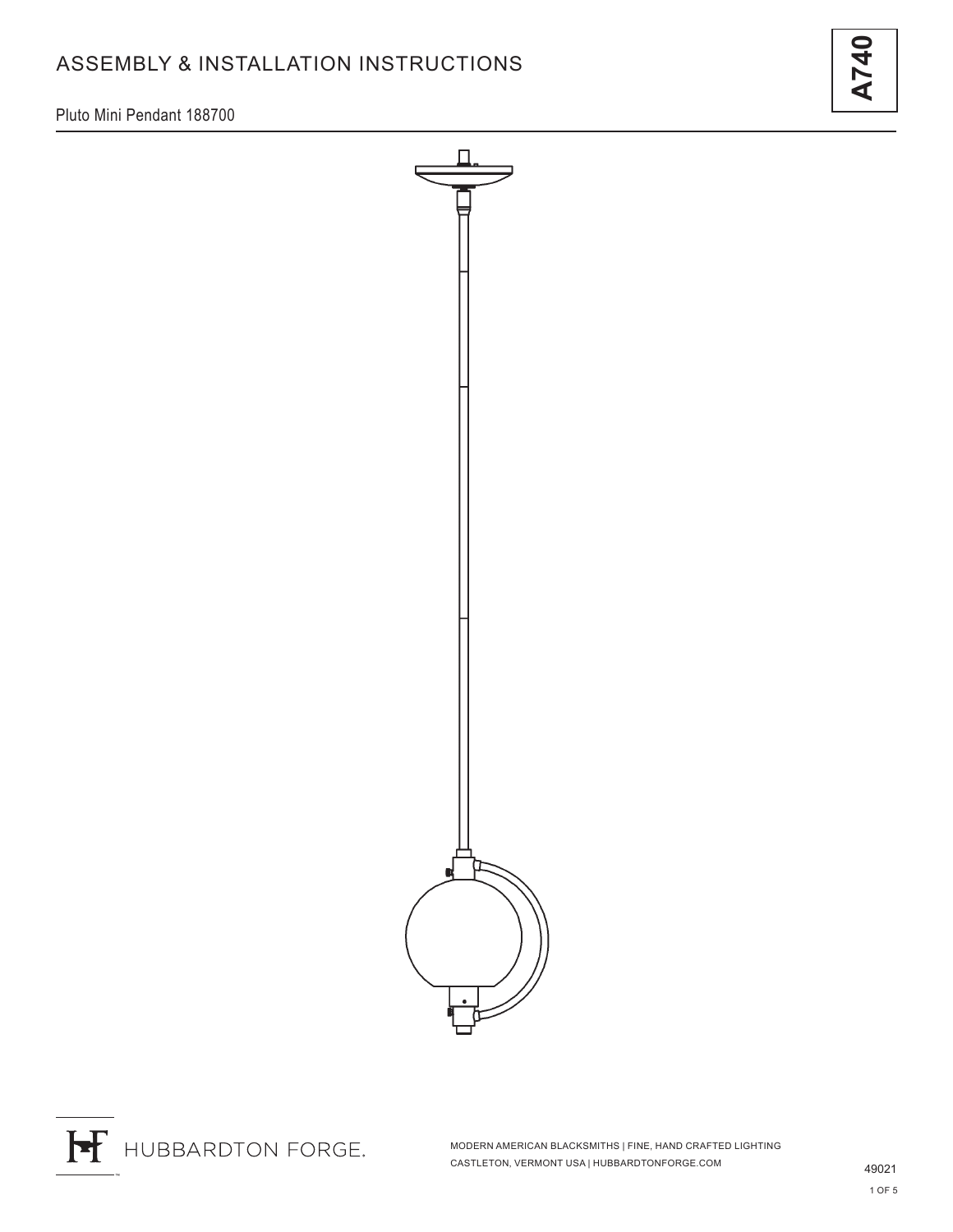# ASSEMBLY & INSTALLATION INSTRUCTIONS

**A740**

Pluto Mini Pendant 188700

HUBBARDTON FORGE.

MODERN AMERICAN BLACKSMITHS | FINE, HAND CRAFTED LIGHTING
CASTLETON, VERMONT USA | HUBBARDTONFORGE.COM

49021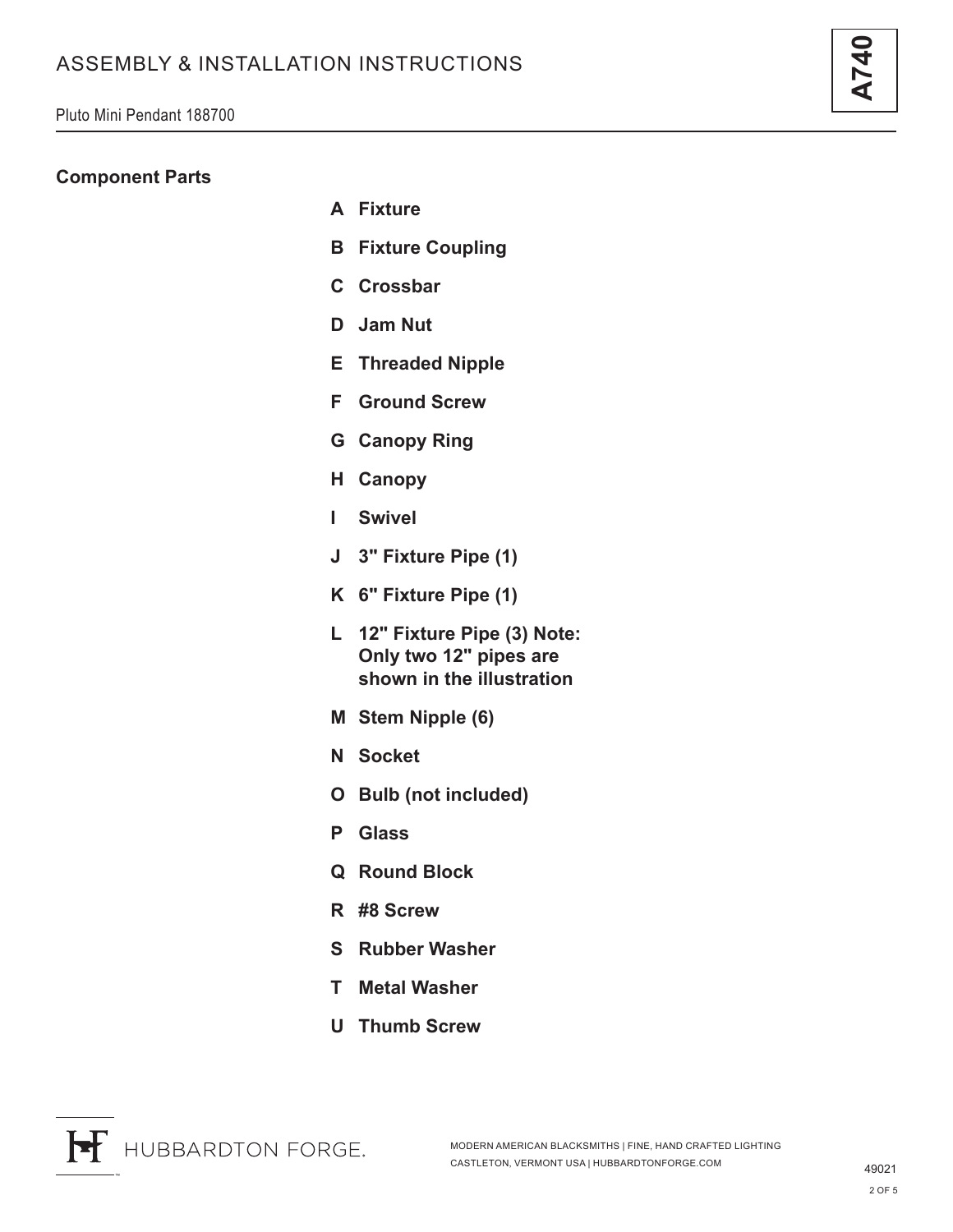# ASSEMBLY & INSTALLATION INSTRUCTIONS

Pluto Mini Pendant 188700

**A740**

## Component Parts

- **A Fixture**
- **B Fixture Coupling**
- **C Crossbar**
- **D Jam Nut**
- **E Threaded Nipple**
- **F Ground Screw**
- **G Canopy Ring**
- **H Canopy**
- **I Swivel**
- **J 3" Fixture Pipe (1)**
- **K 6" Fixture Pipe (1)**
- **L 12" Fixture Pipe (3) Note: Only two 12" pipes are shown in the illustration**
- **M Stem Nipple (6)**
- **N Socket**
- **O Bulb (not included)**
- **P Glass**
- **Q Round Block**
- **R #8 Screw**
- **S Rubber Washer**
- **T Metal Washer**
- **U Thumb Screw**

HUBBARDTON FORGE.

MODERN AMERICAN BLACKSMITHS | FINE, HAND CRAFTED LIGHTING
CASTLETON, VERMONT USA | HUBBARDTONFORGE.COM

49021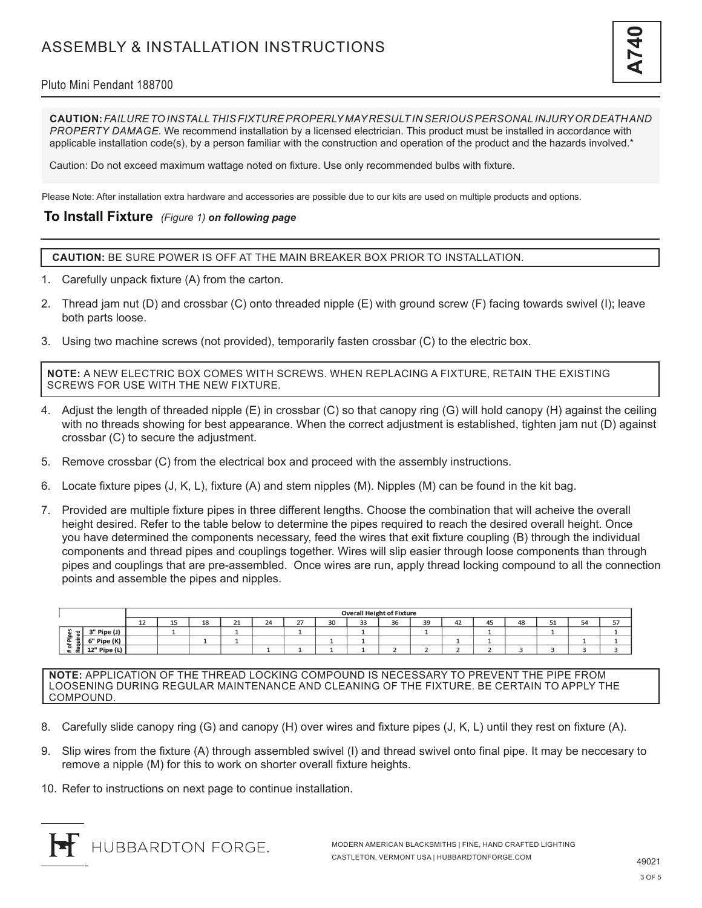# ASSEMBLY & INSTALLATION INSTRUCTIONS

**A740**

Pluto Mini Pendant 188700

**CAUTION:** *FAILURE TO INSTALL THIS FIXTURE PROPERLY MAY RESULT IN SERIOUS PERSONAL INJURY OR DEATH AND PROPERTY DAMAGE.* We recommend installation by a licensed electrician. This product must be installed in accordance with applicable installation code(s), by a person familiar with the construction and operation of the product and the hazards involved.*

Caution: Do not exceed maximum wattage noted on fixture. Use only recommended bulbs with fixture.

Please Note: After installation extra hardware and accessories are possible due to our kits are used on multiple products and options.

## To Install Fixture *(Figure 1)* ***on following page***

**CAUTION:** BE SURE POWER IS OFF AT THE MAIN BREAKER BOX PRIOR TO INSTALLATION.

1. Carefully unpack fixture (A) from the carton.
2. Thread jam nut (D) and crossbar (C) onto threaded nipple (E) with ground screw (F) facing towards swivel (I); leave both parts loose.
3. Using two machine screws (not provided), temporarily fasten crossbar (C) to the electric box.

**NOTE:** A NEW ELECTRIC BOX COMES WITH SCREWS. WHEN REPLACING A FIXTURE, RETAIN THE EXISTING SCREWS FOR USE WITH THE NEW FIXTURE.

4. Adjust the length of threaded nipple (E) in crossbar (C) so that canopy ring (G) will hold canopy (H) against the ceiling with no threads showing for best appearance. When the correct adjustment is established, tighten jam nut (D) against crossbar (C) to secure the adjustment.
5. Remove crossbar (C) from the electrical box and proceed with the assembly instructions.
6. Locate fixture pipes (J, K, L), fixture (A) and stem nipples (M). Nipples (M) can be found in the kit bag.
7. Provided are multiple fixture pipes in three different lengths. Choose the combination that will acheive the overall height desired. Refer to the table below to determine the pipes required to reach the desired overall height. Once you have determined the components necessary, feed the wires that exit fixture coupling (B) through the individual components and thread pipes and couplings together. Wires will slip easier through loose components than through pipes and couplings that are pre-assembled. Once wires are run, apply thread locking compound to all the connection points and assemble the pipes and nipples.

| | | Overall Height of Fixture | | | | | | | | | | | | | | | |
|---|---|---|---|---|---|---|---|---|---|---|---|---|---|---|---|---|---|
| | | 12 | 15 | 18 | 21 | 24 | 27 | 30 | 33 | 36 | 39 | 42 | 45 | 48 | 51 | 54 | 57 |
| # of Pipes Required | 3" Pipe (J) | | 1 | | 1 | | 1 | | 1 | | 1 | | 1 | | 1 | | 1 |
| | 6" Pipe (K) | | | 1 | 1 | | | 1 | 1 | | | 1 | 1 | | | 1 | 1 |
| | 12" Pipe (L) | | | | | 1 | 1 | 1 | 1 | 2 | 2 | 2 | 2 | 3 | 3 | 3 | 3 |

**NOTE:** APPLICATION OF THE THREAD LOCKING COMPOUND IS NECESSARY TO PREVENT THE PIPE FROM LOOSENING DURING REGULAR MAINTENANCE AND CLEANING OF THE FIXTURE. BE CERTAIN TO APPLY THE COMPOUND.

8. Carefully slide canopy ring (G) and canopy (H) over wires and fixture pipes (J, K, L) until they rest on fixture (A).
9. Slip wires from the fixture (A) through assembled swivel (I) and thread swivel onto final pipe. It may be neccesary to remove a nipple (M) for this to work on shorter overall fixture heights.
10. Refer to instructions on next page to continue installation.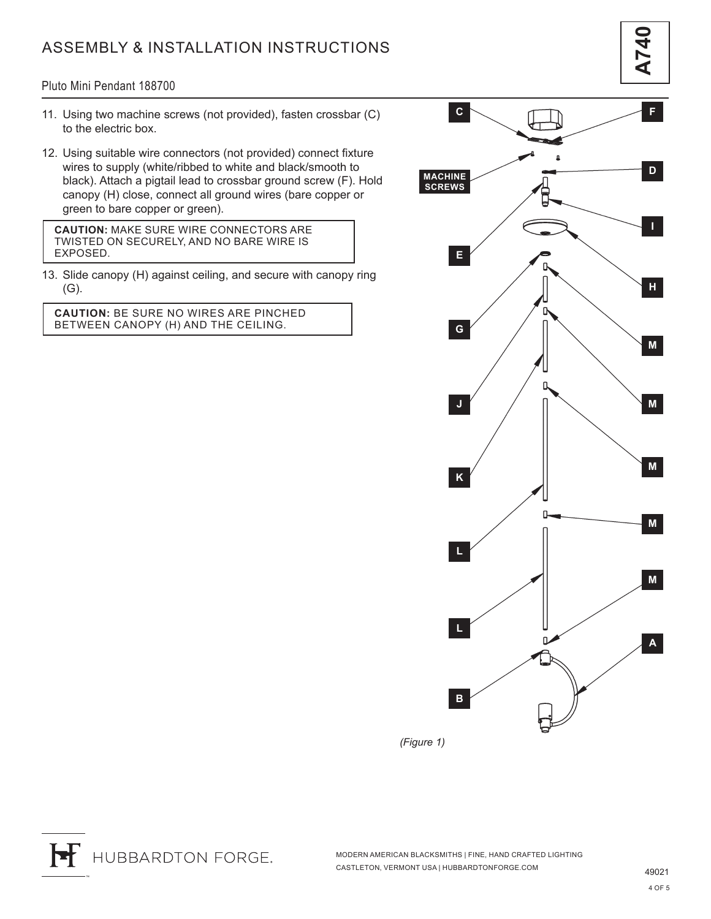# ASSEMBLY & INSTALLATION INSTRUCTIONS

A740

Pluto Mini Pendant 188700

11. Using two machine screws (not provided), fasten crossbar (C) to the electric box.
12. Using suitable wire connectors (not provided) connect fixture wires to supply (white/ribbed to white and black/smooth to black). Attach a pigtail lead to crossbar ground screw (F). Hold canopy (H) close, connect all ground wires (bare copper or green to bare copper or green).

**CAUTION:** MAKE SURE WIRE CONNECTORS ARE TWISTED ON SECURELY, AND NO BARE WIRE IS EXPOSED.

13. Slide canopy (H) against ceiling, and secure with canopy ring (G).

**CAUTION:** BE SURE NO WIRES ARE PINCHED BETWEEN CANOPY (H) AND THE CEILING.

*(Figure 1)*

HUBBARDTON FORGE.

MODERN AMERICAN BLACKSMITHS | FINE, HAND CRAFTED LIGHTING
CASTLETON, VERMONT USA | HUBBARDTONFORGE.COM

49021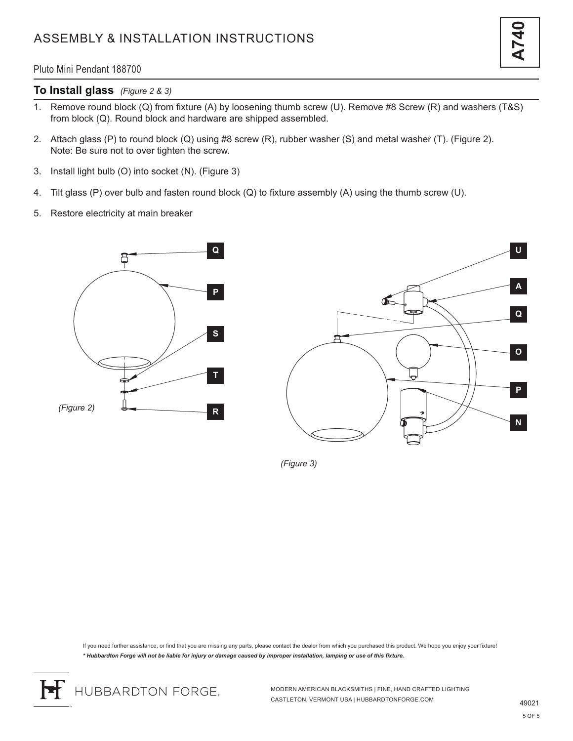# ASSEMBLY & INSTALLATION INSTRUCTIONS

A740

Pluto Mini Pendant 188700

## To Install glass *(Figure 2 & 3)*

1. Remove round block (Q) from fixture (A) by loosening thumb screw (U). Remove #8 Screw (R) and washers (T&S) from block (Q). Round block and hardware are shipped assembled.
2. Attach glass (P) to round block (Q) using #8 screw (R), rubber washer (S) and metal washer (T). (Figure 2). Note: Be sure not to over tighten the screw.
3. Install light bulb (O) into socket (N). (Figure 3)
4. Tilt glass (P) over bulb and fasten round block (Q) to fixture assembly (A) using the thumb screw (U).
5. Restore electricity at main breaker

Q

P

S

T

R

*(Figure 2)*

U

A

Q

O

P

N

*(Figure 3)*

If you need further assistance, or find that you are missing any parts, please contact the dealer from which you purchased this product. We hope you enjoy your fixture!

***\* Hubbardton Forge will not be liable for injury or damage caused by improper installation, lamping or use of this fixture.***

HUBBARDTON FORGE.

MODERN AMERICAN BLACKSMITHS | FINE, HAND CRAFTED LIGHTING
CASTLETON, VERMONT USA | HUBBARDTONFORGE.COM

49021